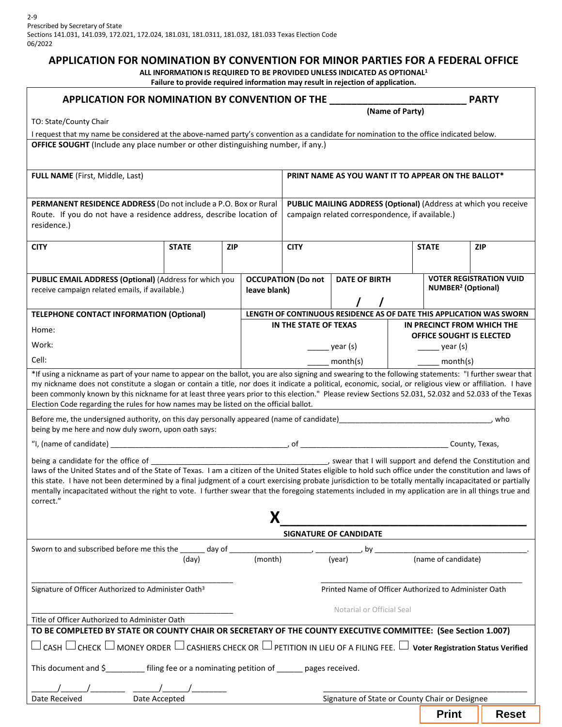2-9
Prescribed by Secretary of State
Sections 141.031, 141.039, 172.021, 172.024, 181.031, 181.0311, 181.032, 181.033 Texas Election Code
06/2022

# APPLICATION FOR NOMINATION BY CONVENTION FOR MINOR PARTIES FOR A FEDERAL OFFICE

**ALL INFORMATION IS REQUIRED TO BE PROVIDED UNLESS INDICATED AS OPTIONAL[1]**
**Failure to provide required information may result in rejection of application.**

## APPLICATION FOR NOMINATION BY CONVENTION OF THE _________________________ PARTY

**(Name of Party)**

TO: State/County Chair

I request that my name be considered at the above-named party's convention as a candidate for nomination to the office indicated below.

**OFFICE SOUGHT** (Include any place number or other distinguishing number, if any.)

| **FULL NAME** (First, Middle, Last) | **PRINT NAME AS YOU WANT IT TO APPEAR ON THE BALLOT*** |
|---|---|
| | |

| **PERMANENT RESIDENCE ADDRESS** (Do not include a P.O. Box or Rural Route. If you do not have a residence address, describe location of residence.) | | | **PUBLIC MAILING ADDRESS (Optional)** (Address at which you receive campaign related correspondence, if available.) | | |
|---|---|---|---|---|---|
| **CITY** | **STATE** | **ZIP** | **CITY** | **STATE** | **ZIP** |
| | | | | | |

| **PUBLIC EMAIL ADDRESS (Optional)** (Address for which you receive campaign related emails, if available.) | **OCCUPATION (Do not leave blank)** | **DATE OF BIRTH** / / | **VOTER REGISTRATION VUID NUMBER[2] (Optional)** |
|---|---|---|---|
| | | | |

| **TELEPHONE CONTACT INFORMATION (Optional)** | **LENGTH OF CONTINUOUS RESIDENCE AS OF DATE THIS APPLICATION WAS SWORN** | |
|---|---|---|
| | **IN THE STATE OF TEXAS** | **IN PRECINCT FROM WHICH THE OFFICE SOUGHT IS ELECTED** |
| Home: | | |
| Work: | _____ year (s) | _____ year (s) |
| Cell: | _____ month(s) | _____ month(s) |

*If using a nickname as part of your name to appear on the ballot, you are also signing and swearing to the following statements: "I further swear that my nickname does not constitute a slogan or contain a title, nor does it indicate a political, economic, social, or religious view or affiliation. I have been commonly known by this nickname for at least three years prior to this election." Please review Sections 52.031, 52.032 and 52.033 of the Texas Election Code regarding the rules for how names may be listed on the official ballot.

Before me, the undersigned authority, on this day personally appeared (name of candidate)___________________________________, who being by me here and now duly sworn, upon oath says:

"I, (name of candidate) __________________________________________, of ___________________________________ County, Texas,

being a candidate for the office of __________________________________________, swear that I will support and defend the Constitution and laws of the United States and of the State of Texas. I am a citizen of the United States eligible to hold such office under the constitution and laws of this state. I have not been determined by a final judgment of a court exercising probate jurisdiction to be totally mentally incapacitated or partially mentally incapacitated without the right to vote. I further swear that the foregoing statements included in my application are in all things true and correct."

**X**_______________________________________
**SIGNATURE OF CANDIDATE**

Sworn to and subscribed before me this the ______ day of ___________________, ___________, by ___________________________________.
(day) (month) (year) (name of candidate)

_______________________________________________
Signature of Officer Authorized to Administer Oath[3]

_______________________________________________
Printed Name of Officer Authorized to Administer Oath

Notarial or Official Seal

_______________________________________________
Title of Officer Authorized to Administer Oath

**TO BE COMPLETED BY STATE OR COUNTY CHAIR OR SECRETARY OF THE COUNTY EXECUTIVE COMMITTEE: (See Section 1.007)**

☐ CASH ☐ CHECK ☐ MONEY ORDER ☐ CASHIERS CHECK OR ☐ PETITION IN LIEU OF A FILING FEE. ☐ **Voter Registration Status Verified**

This document and $_________ filing fee or a nominating petition of ______ pages received.

______/______/________ Date Received

______/______/________ Date Accepted

_______________________________________________
Signature of State or County Chair or Designee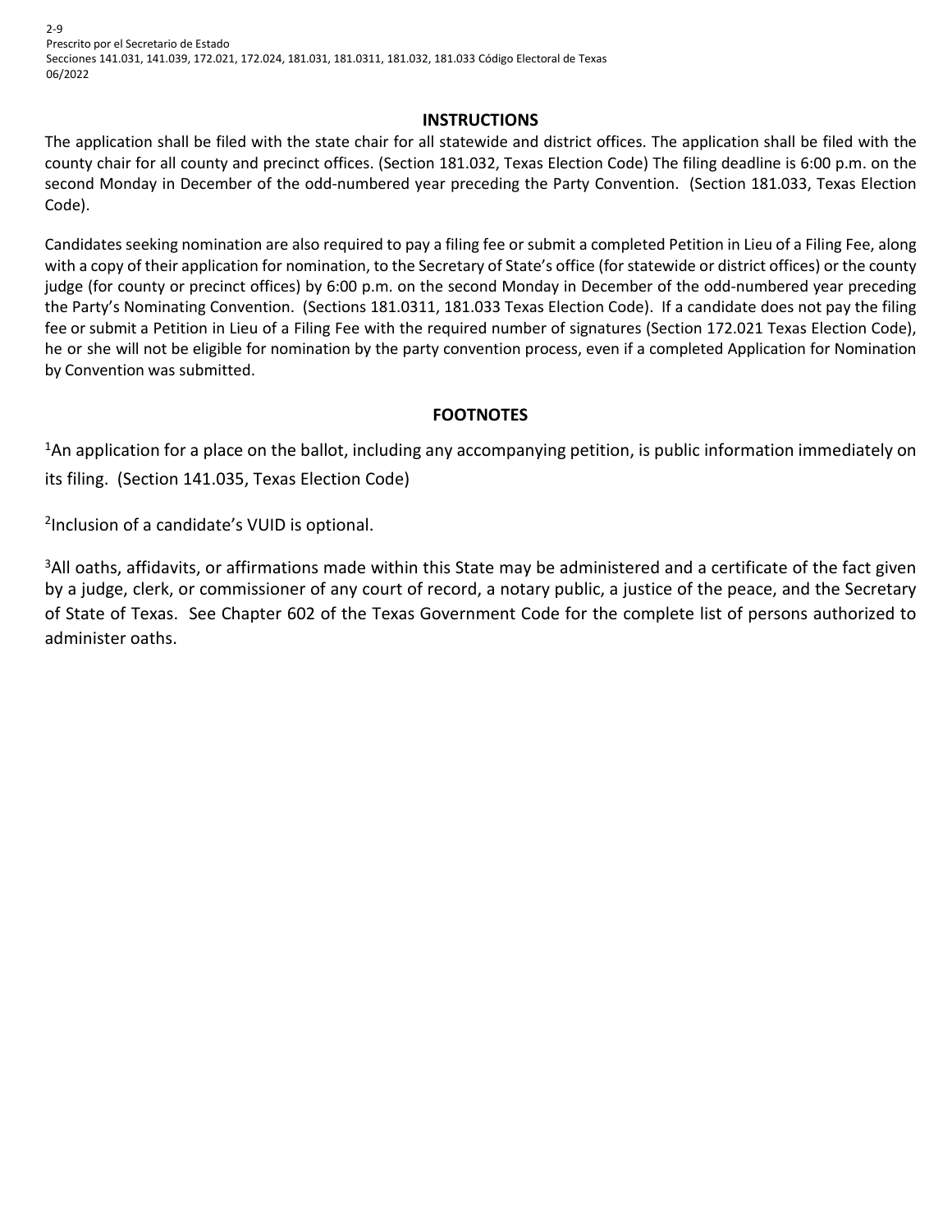2-9
Prescrito por el Secretario de Estado
Secciones 141.031, 141.039, 172.021, 172.024, 181.031, 181.0311, 181.032, 181.033 Código Electoral de Texas
06/2022

## INSTRUCTIONS

The application shall be filed with the state chair for all statewide and district offices. The application shall be filed with the county chair for all county and precinct offices. (Section 181.032, Texas Election Code) The filing deadline is 6:00 p.m. on the second Monday in December of the odd-numbered year preceding the Party Convention. (Section 181.033, Texas Election Code).

Candidates seeking nomination are also required to pay a filing fee or submit a completed Petition in Lieu of a Filing Fee, along with a copy of their application for nomination, to the Secretary of State's office (for statewide or district offices) or the county judge (for county or precinct offices) by 6:00 p.m. on the second Monday in December of the odd-numbered year preceding the Party's Nominating Convention. (Sections 181.0311, 181.033 Texas Election Code). If a candidate does not pay the filing fee or submit a Petition in Lieu of a Filing Fee with the required number of signatures (Section 172.021 Texas Election Code), he or she will not be eligible for nomination by the party convention process, even if a completed Application for Nomination by Convention was submitted.

## FOOTNOTES

[1]An application for a place on the ballot, including any accompanying petition, is public information immediately on its filing. (Section 141.035, Texas Election Code)

[2]Inclusion of a candidate's VUID is optional.

[3]All oaths, affidavits, or affirmations made within this State may be administered and a certificate of the fact given by a judge, clerk, or commissioner of any court of record, a notary public, a justice of the peace, and the Secretary of State of Texas. See Chapter 602 of the Texas Government Code for the complete list of persons authorized to administer oaths.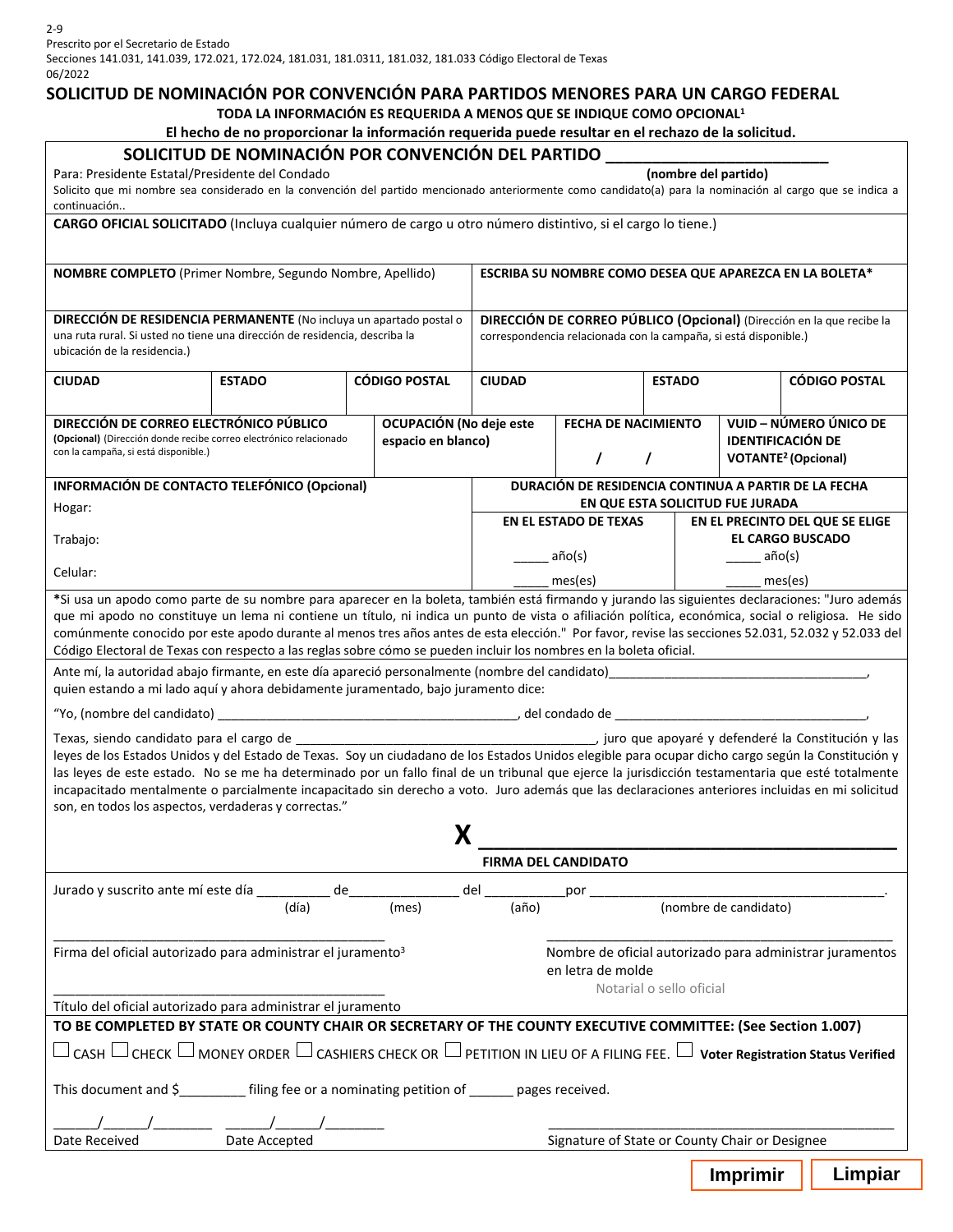2-9
Prescrito por el Secretario de Estado
Secciones 141.031, 141.039, 172.021, 172.024, 181.031, 181.0311, 181.032, 181.033 Código Electoral de Texas
06/2022

# SOLICITUD DE NOMINACIÓN POR CONVENCIÓN PARA PARTIDOS MENORES PARA UN CARGO FEDERAL

**TODA LA INFORMACIÓN ES REQUERIDA A MENOS QUE SE INDIQUE COMO OPCIONAL[1]**

**El hecho de no proporcionar la información requerida puede resultar en el rechazo de la solicitud.**

## SOLICITUD DE NOMINACIÓN POR CONVENCIÓN DEL PARTIDO ________________________

Para: Presidente Estatal/Presidente del Condado **(nombre del partido)**

Solicito que mi nombre sea considerado en la convención del partido mencionado anteriormente como candidato(a) para la nominación al cargo que se indica a continuación..

**CARGO OFICIAL SOLICITADO** (Incluya cualquier número de cargo u otro número distintivo, si el cargo lo tiene.)

| **NOMBRE COMPLETO** (Primer Nombre, Segundo Nombre, Apellido) | | | **ESCRIBA SU NOMBRE COMO DESEA QUE APAREZCA EN LA BOLETA*** | | |
|---|---|---|---|---|---|
| **DIRECCIÓN DE RESIDENCIA PERMANENTE** (No incluya un apartado postal o una ruta rural. Si usted no tiene una dirección de residencia, describa la ubicación de la residencia.) | | | **DIRECCIÓN DE CORREO PÚBLICO (Opcional)** (Dirección en la que recibe la correspondencia relacionada con la campaña, si está disponible.) | | |
| **CIUDAD** | **ESTADO** | **CÓDIGO POSTAL** | **CIUDAD** | **ESTADO** | **CÓDIGO POSTAL** |

| **DIRECCIÓN DE CORREO ELECTRÓNICO PÚBLICO (Opcional)** (Dirección donde recibe correo electrónico relacionado con la campaña, si está disponible.) | **OCUPACIÓN (No deje este espacio en blanco)** | **FECHA DE NACIMIENTO** / / | **VUID – NÚMERO ÚNICO DE IDENTIFICACIÓN DE VOTANTE[2] (Opcional)** |
|---|---|---|---|

| **INFORMACIÓN DE CONTACTO TELEFÓNICO (Opcional)** | **DURACIÓN DE RESIDENCIA CONTINUA A PARTIR DE LA FECHA EN QUE ESTA SOLICITUD FUE JURADA** | |
|---|---|---|
| | **EN EL ESTADO DE TEXAS** | **EN EL PRECINTO DEL QUE SE ELIGE EL CARGO BUSCADO** |
| Hogar: | | |
| Trabajo: | _____ año(s) | _____ año(s) |
| Celular: | _____ mes(es) | _____ mes(es) |

***Si usa un apodo como parte de su nombre para aparecer en la boleta, también está firmando y jurando las siguientes declaraciones: "Juro además que mi apodo no constituye un lema ni contiene un título, ni indica un punto de vista o afiliación política, económica, social o religiosa. He sido comúnmente conocido por este apodo durante al menos tres años antes de esta elección." Por favor, revise las secciones 52.031, 52.032 y 52.033 del Código Electoral de Texas con respecto a las reglas sobre cómo se pueden incluir los nombres en la boleta oficial.

Ante mí, la autoridad abajo firmante, en este día apareció personalmente (nombre del candidato)____________________________________, quien estando a mi lado aquí y ahora debidamente juramentado, bajo juramento dice:

"Yo, (nombre del candidato) ____________________________________________, del condado de ____________________________________,

Texas, siendo candidato para el cargo de __________________________________________, juro que apoyaré y defenderé la Constitución y las leyes de los Estados Unidos y del Estado de Texas. Soy un ciudadano de los Estados Unidos elegible para ocupar dicho cargo según la Constitución y las leyes de este estado. No se me ha determinado por un fallo final de un tribunal que ejerce la jurisdicción testamentaria que esté totalmente incapacitado mentalmente o parcialmente incapacitado sin derecho a voto. Juro además que las declaraciones anteriores incluidas en mi solicitud son, en todos los aspectos, verdaderas y correctas."

**X** ____________________________________________

**FIRMA DEL CANDIDATO**

Jurado y suscrito ante mí este día __________ de______________ del ___________por ________________________________________.
(día) (mes) (año) (nombre de candidato)

_____________________________________________
Firma del oficial autorizado para administrar el juramento[3]

_____________________________________________
Nombre de oficial autorizado para administrar juramentos en letra de molde

Notarial o sello oficial

_____________________________________________
Título del oficial autorizado para administrar el juramento

**TO BE COMPLETED BY STATE OR COUNTY CHAIR OR SECRETARY OF THE COUNTY EXECUTIVE COMMITTEE: (See Section 1.007)**

☐ CASH ☐ CHECK ☐ MONEY ORDER ☐ CASHIERS CHECK OR ☐ PETITION IN LIEU OF A FILING FEE. ☐ **Voter Registration Status Verified**

This document and $_________ filing fee or a nominating petition of ______ pages received.

______/______/________ ______/______/________
Date Received Date Accepted

_____________________________________________
Signature of State or County Chair or Designee

Imprimir Limpiar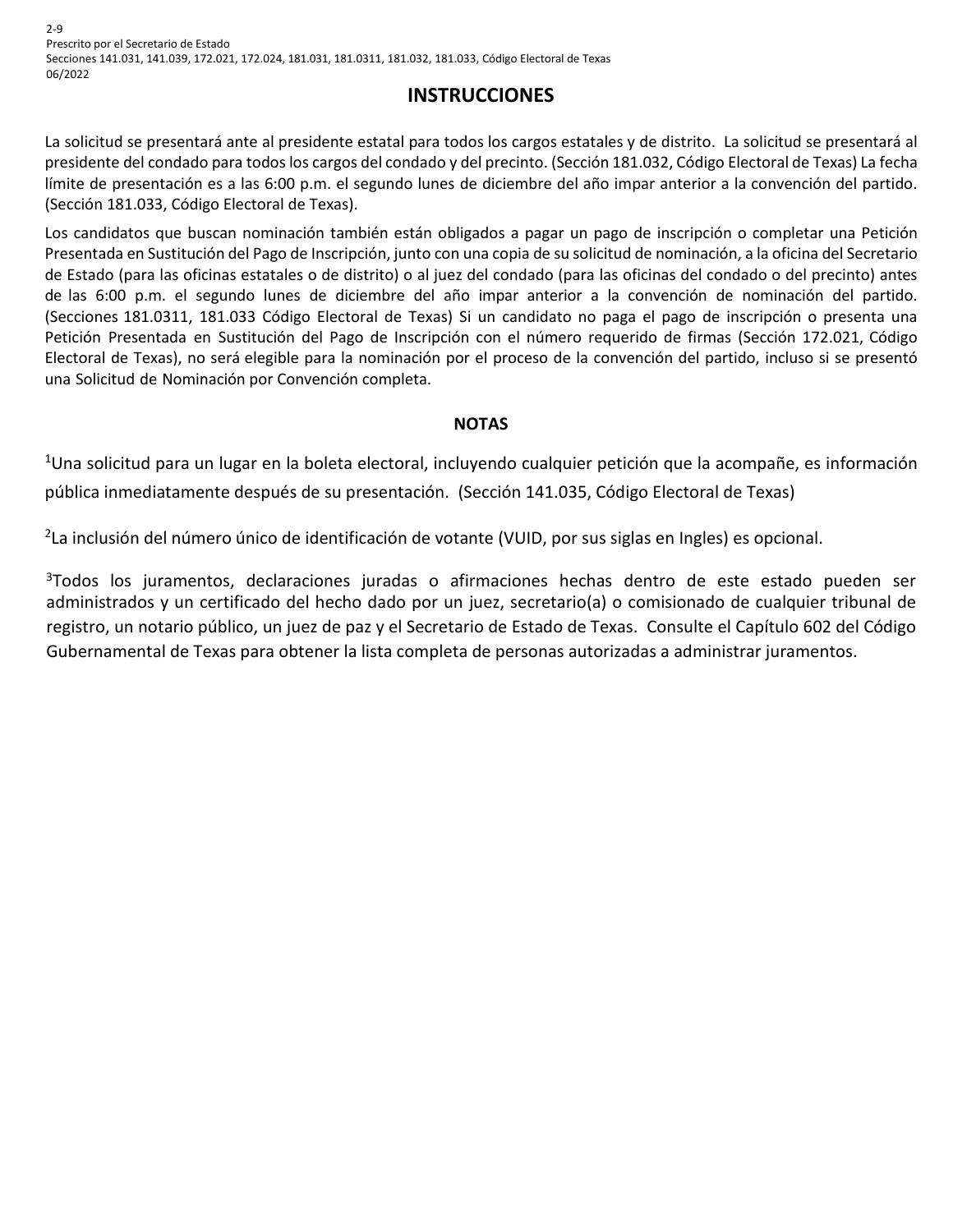2-9
Prescrito por el Secretario de Estado
Secciones 141.031, 141.039, 172.021, 172.024, 181.031, 181.0311, 181.032, 181.033, Código Electoral de Texas
06/2022

## INSTRUCCIONES

La solicitud se presentará ante al presidente estatal para todos los cargos estatales y de distrito. La solicitud se presentará al presidente del condado para todos los cargos del condado y del precinto. (Sección 181.032, Código Electoral de Texas) La fecha límite de presentación es a las 6:00 p.m. el segundo lunes de diciembre del año impar anterior a la convención del partido. (Sección 181.033, Código Electoral de Texas).

Los candidatos que buscan nominación también están obligados a pagar un pago de inscripción o completar una Petición Presentada en Sustitución del Pago de Inscripción, junto con una copia de su solicitud de nominación, a la oficina del Secretario de Estado (para las oficinas estatales o de distrito) o al juez del condado (para las oficinas del condado o del precinto) antes de las 6:00 p.m. el segundo lunes de diciembre del año impar anterior a la convención de nominación del partido. (Secciones 181.0311, 181.033 Código Electoral de Texas) Si un candidato no paga el pago de inscripción o presenta una Petición Presentada en Sustitución del Pago de Inscripción con el número requerido de firmas (Sección 172.021, Código Electoral de Texas), no será elegible para la nominación por el proceso de la convención del partido, incluso si se presentó una Solicitud de Nominación por Convención completa.

### NOTAS

[1]Una solicitud para un lugar en la boleta electoral, incluyendo cualquier petición que la acompañe, es información pública inmediatamente después de su presentación. (Sección 141.035, Código Electoral de Texas)

[2]La inclusión del número único de identificación de votante (VUID, por sus siglas en Ingles) es opcional.

[3]Todos los juramentos, declaraciones juradas o afirmaciones hechas dentro de este estado pueden ser administrados y un certificado del hecho dado por un juez, secretario(a) o comisionado de cualquier tribunal de registro, un notario público, un juez de paz y el Secretario de Estado de Texas. Consulte el Capítulo 602 del Código Gubernamental de Texas para obtener la lista completa de personas autorizadas a administrar juramentos.